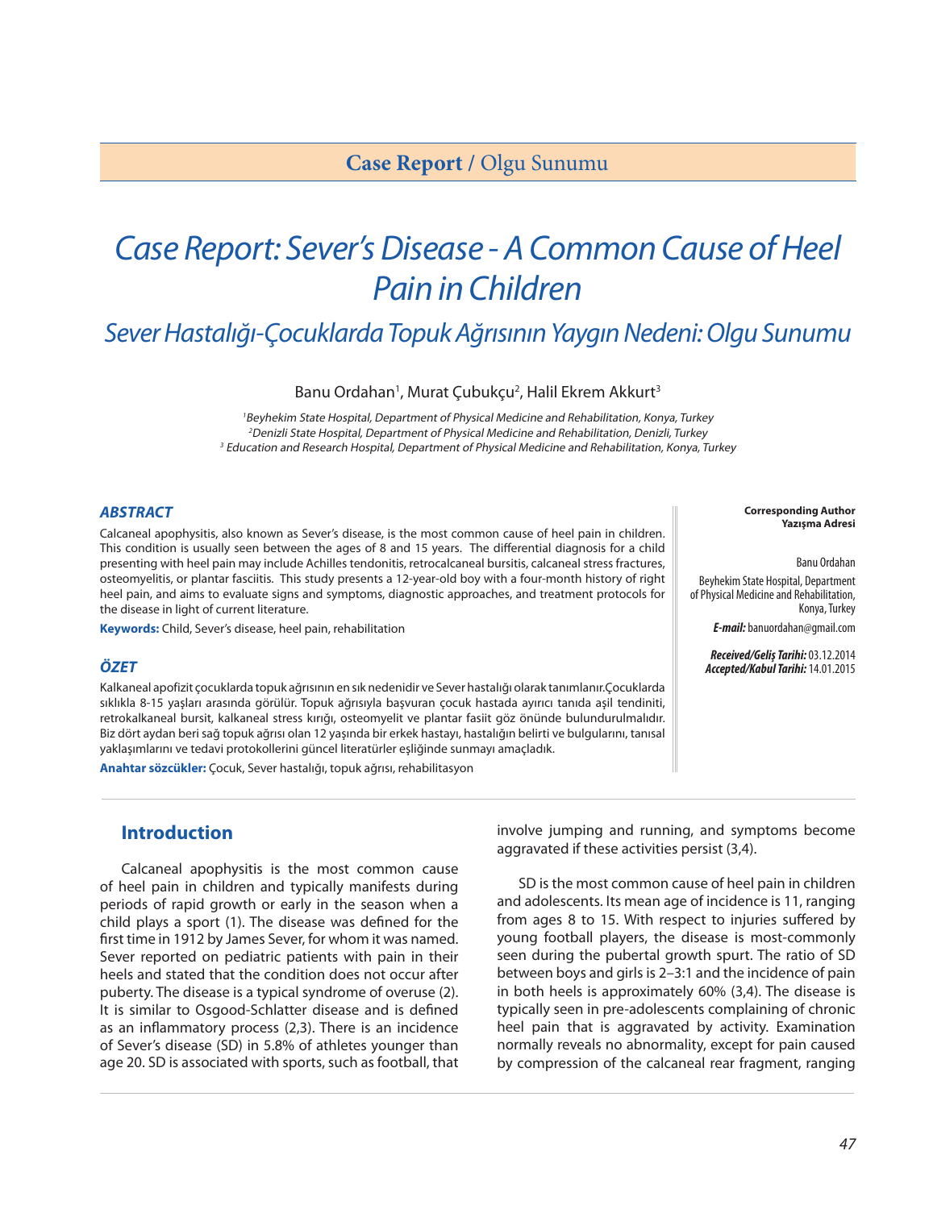Case Report / Olgu Sunumu

# Case Report: Sever's Disease - A Common Cause of Heel Pain in Children

## Sever Hastalığı-Çocuklarda Topuk Ağrısının Yaygın Nedeni: Olgu Sunumu

Banu Ordahan[1], Murat Çubukçu[2], Halil Ekrem Akkurt[3]

*[1]Beyhekim State Hospital, Department of Physical Medicine and Rehabilitation, Konya, Turkey*
*[2]Denizli State Hospital, Department of Physical Medicine and Rehabilitation, Denizli, Turkey*
*[3] Education and Research Hospital, Department of Physical Medicine and Rehabilitation, Konya, Turkey*

**Corresponding Author**
**Yazışma Adresi**

Banu Ordahan

Beyhekim State Hospital, Department of Physical Medicine and Rehabilitation, Konya, Turkey

***E-mail:*** banuordahan@gmail.com

***Received/Geliş Tarihi:*** 03.12.2014
***Accepted/Kabul Tarihi:*** 14.01.2015

### *ABSTRACT*

Calcaneal apophysitis, also known as Sever's disease, is the most common cause of heel pain in children. This condition is usually seen between the ages of 8 and 15 years. The differential diagnosis for a child presenting with heel pain may include Achilles tendonitis, retrocalcaneal bursitis, calcaneal stress fractures, osteomyelitis, or plantar fasciitis. This study presents a 12-year-old boy with a four-month history of right heel pain, and aims to evaluate signs and symptoms, diagnostic approaches, and treatment protocols for the disease in light of current literature.

**Keywords:** Child, Sever's disease, heel pain, rehabilitation

### *ÖZET*

Kalkaneal apofizit çocuklarda topuk ağrısının en sık nedenidir ve Sever hastalığı olarak tanımlanır.Çocuklarda sıklıkla 8-15 yaşları arasında görülür. Topuk ağrısıyla başvuran çocuk hastada ayırıcı tanıda aşil tendiniti, retrokalkaneal bursit, kalkaneal stress kırığı, osteomyelit ve plantar fasiit göz önünde bulundurulmalıdır. Biz dört aydan beri sağ topuk ağrısı olan 12 yaşında bir erkek hastayı, hastalığın belirti ve bulgularını, tanısal yaklaşımlarını ve tedavi protokollerini güncel literatürler eşliğinde sunmayı amaçladık.

**Anahtar sözcükler:** Çocuk, Sever hastalığı, topuk ağrısı, rehabilitasyon

## Introduction

Calcaneal apophysitis is the most common cause of heel pain in children and typically manifests during periods of rapid growth or early in the season when a child plays a sport (1). The disease was defined for the first time in 1912 by James Sever, for whom it was named. Sever reported on pediatric patients with pain in their heels and stated that the condition does not occur after puberty. The disease is a typical syndrome of overuse (2). It is similar to Osgood-Schlatter disease and is defined as an inflammatory process (2,3). There is an incidence of Sever's disease (SD) in 5.8% of athletes younger than age 20. SD is associated with sports, such as football, that involve jumping and running, and symptoms become aggravated if these activities persist (3,4).

SD is the most common cause of heel pain in children and adolescents. Its mean age of incidence is 11, ranging from ages 8 to 15. With respect to injuries suffered by young football players, the disease is most-commonly seen during the pubertal growth spurt. The ratio of SD between boys and girls is 2–3:1 and the incidence of pain in both heels is approximately 60% (3,4). The disease is typically seen in pre-adolescents complaining of chronic heel pain that is aggravated by activity. Examination normally reveals no abnormality, except for pain caused by compression of the calcaneal rear fragment, ranging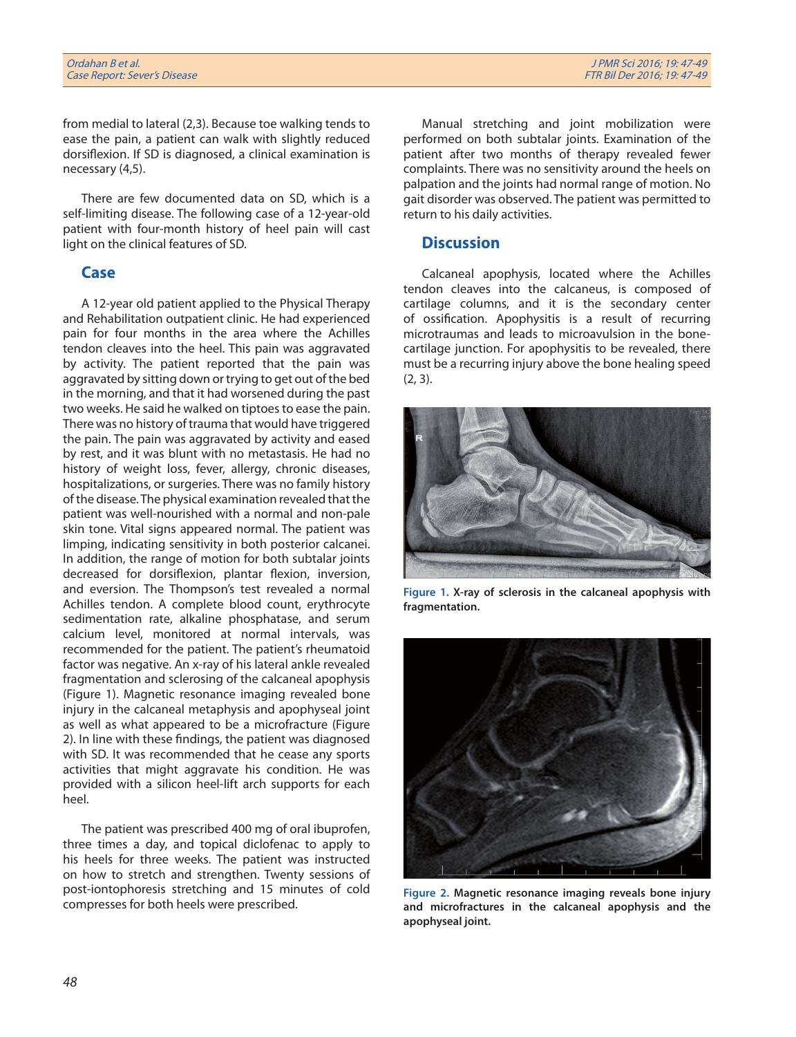from medial to lateral (2,3). Because toe walking tends to ease the pain, a patient can walk with slightly reduced dorsiflexion. If SD is diagnosed, a clinical examination is necessary (4,5).

There are few documented data on SD, which is a self-limiting disease. The following case of a 12-year-old patient with four-month history of heel pain will cast light on the clinical features of SD.

## Case

A 12-year old patient applied to the Physical Therapy and Rehabilitation outpatient clinic. He had experienced pain for four months in the area where the Achilles tendon cleaves into the heel. This pain was aggravated by activity. The patient reported that the pain was aggravated by sitting down or trying to get out of the bed in the morning, and that it had worsened during the past two weeks. He said he walked on tiptoes to ease the pain. There was no history of trauma that would have triggered the pain. The pain was aggravated by activity and eased by rest, and it was blunt with no metastasis. He had no history of weight loss, fever, allergy, chronic diseases, hospitalizations, or surgeries. There was no family history of the disease. The physical examination revealed that the patient was well-nourished with a normal and non-pale skin tone. Vital signs appeared normal. The patient was limping, indicating sensitivity in both posterior calcanei. In addition, the range of motion for both subtalar joints decreased for dorsiflexion, plantar flexion, inversion, and eversion. The Thompson's test revealed a normal Achilles tendon. A complete blood count, erythrocyte sedimentation rate, alkaline phosphatase, and serum calcium level, monitored at normal intervals, was recommended for the patient. The patient's rheumatoid factor was negative. An x-ray of his lateral ankle revealed fragmentation and sclerosing of the calcaneal apophysis (Figure 1). Magnetic resonance imaging revealed bone injury in the calcaneal metaphysis and apophyseal joint as well as what appeared to be a microfracture (Figure 2). In line with these findings, the patient was diagnosed with SD. It was recommended that he cease any sports activities that might aggravate his condition. He was provided with a silicon heel-lift arch supports for each heel.

The patient was prescribed 400 mg of oral ibuprofen, three times a day, and topical diclofenac to apply to his heels for three weeks. The patient was instructed on how to stretch and strengthen. Twenty sessions of post-iontophoresis stretching and 15 minutes of cold compresses for both heels were prescribed.

Manual stretching and joint mobilization were performed on both subtalar joints. Examination of the patient after two months of therapy revealed fewer complaints. There was no sensitivity around the heels on palpation and the joints had normal range of motion. No gait disorder was observed. The patient was permitted to return to his daily activities.

## Discussion

Calcaneal apophysis, located where the Achilles tendon cleaves into the calcaneus, is composed of cartilage columns, and it is the secondary center of ossification. Apophysitis is a result of recurring microtraumas and leads to microavulsion in the bone-cartilage junction. For apophysitis to be revealed, there must be a recurring injury above the bone healing speed (2, 3).

**Figure 1.** X-ray of sclerosis in the calcaneal apophysis with fragmentation.

**Figure 2.** Magnetic resonance imaging reveals bone injury and microfractures in the calcaneal apophysis and the apophyseal joint.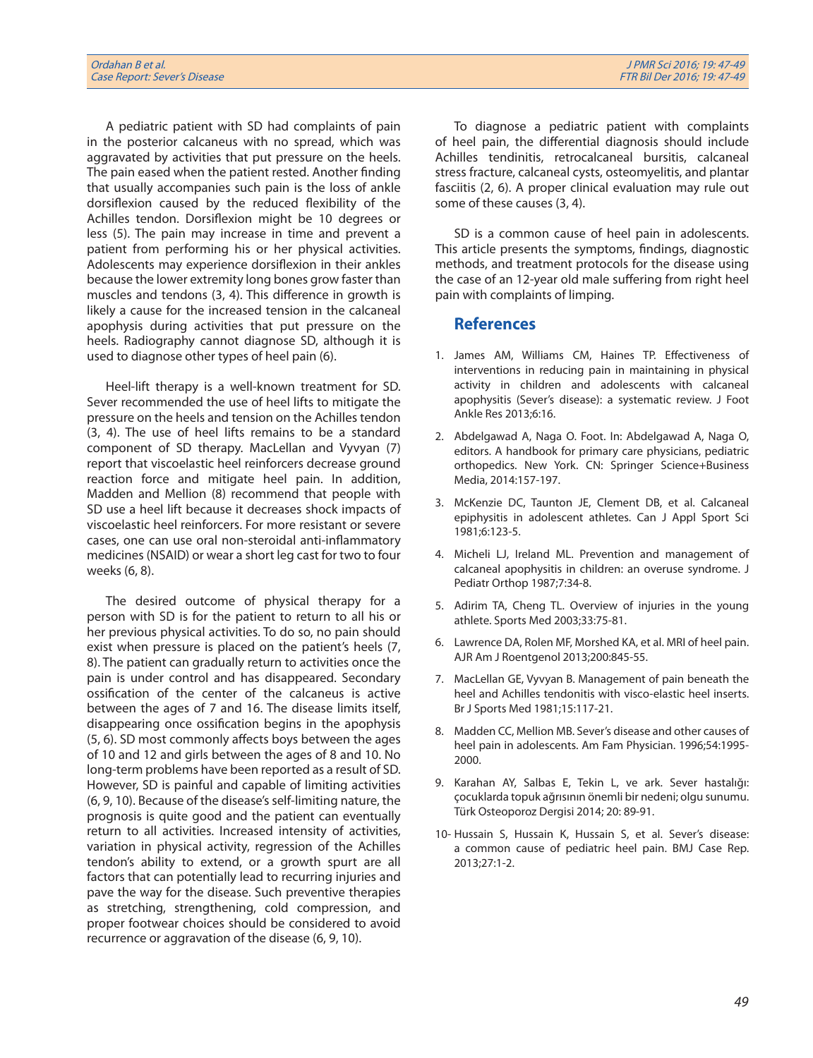A pediatric patient with SD had complaints of pain in the posterior calcaneus with no spread, which was aggravated by activities that put pressure on the heels. The pain eased when the patient rested. Another finding that usually accompanies such pain is the loss of ankle dorsiflexion caused by the reduced flexibility of the Achilles tendon. Dorsiflexion might be 10 degrees or less (5). The pain may increase in time and prevent a patient from performing his or her physical activities. Adolescents may experience dorsiflexion in their ankles because the lower extremity long bones grow faster than muscles and tendons (3, 4). This difference in growth is likely a cause for the increased tension in the calcaneal apophysis during activities that put pressure on the heels. Radiography cannot diagnose SD, although it is used to diagnose other types of heel pain (6).

Heel-lift therapy is a well-known treatment for SD. Sever recommended the use of heel lifts to mitigate the pressure on the heels and tension on the Achilles tendon (3, 4). The use of heel lifts remains to be a standard component of SD therapy. MacLellan and Vyvyan (7) report that viscoelastic heel reinforcers decrease ground reaction force and mitigate heel pain. In addition, Madden and Mellion (8) recommend that people with SD use a heel lift because it decreases shock impacts of viscoelastic heel reinforcers. For more resistant or severe cases, one can use oral non-steroidal anti-inflammatory medicines (NSAID) or wear a short leg cast for two to four weeks (6, 8).

The desired outcome of physical therapy for a person with SD is for the patient to return to all his or her previous physical activities. To do so, no pain should exist when pressure is placed on the patient's heels (7, 8). The patient can gradually return to activities once the pain is under control and has disappeared. Secondary ossification of the center of the calcaneus is active between the ages of 7 and 16. The disease limits itself, disappearing once ossification begins in the apophysis (5, 6). SD most commonly affects boys between the ages of 10 and 12 and girls between the ages of 8 and 10. No long-term problems have been reported as a result of SD. However, SD is painful and capable of limiting activities (6, 9, 10). Because of the disease's self-limiting nature, the prognosis is quite good and the patient can eventually return to all activities. Increased intensity of activities, variation in physical activity, regression of the Achilles tendon's ability to extend, or a growth spurt are all factors that can potentially lead to recurring injuries and pave the way for the disease. Such preventive therapies as stretching, strengthening, cold compression, and proper footwear choices should be considered to avoid recurrence or aggravation of the disease (6, 9, 10).

To diagnose a pediatric patient with complaints of heel pain, the differential diagnosis should include Achilles tendinitis, retrocalcaneal bursitis, calcaneal stress fracture, calcaneal cysts, osteomyelitis, and plantar fasciitis (2, 6). A proper clinical evaluation may rule out some of these causes (3, 4).

SD is a common cause of heel pain in adolescents. This article presents the symptoms, findings, diagnostic methods, and treatment protocols for the disease using the case of an 12-year old male suffering from right heel pain with complaints of limping.

## References

1. James AM, Williams CM, Haines TP. Effectiveness of interventions in reducing pain in maintaining in physical activity in children and adolescents with calcaneal apophysitis (Sever's disease): a systematic review. J Foot Ankle Res 2013;6:16.
2. Abdelgawad A, Naga O. Foot. In: Abdelgawad A, Naga O, editors. A handbook for primary care physicians, pediatric orthopedics. New York. CN: Springer Science+Business Media, 2014:157-197.
3. McKenzie DC, Taunton JE, Clement DB, et al. Calcaneal epiphysitis in adolescent athletes. Can J Appl Sport Sci 1981;6:123-5.
4. Micheli LJ, Ireland ML. Prevention and management of calcaneal apophysitis in children: an overuse syndrome. J Pediatr Orthop 1987;7:34-8.
5. Adirim TA, Cheng TL. Overview of injuries in the young athlete. Sports Med 2003;33:75-81.
6. Lawrence DA, Rolen MF, Morshed KA, et al. MRI of heel pain. AJR Am J Roentgenol 2013;200:845-55.
7. MacLellan GE, Vyvyan B. Management of pain beneath the heel and Achilles tendonitis with visco-elastic heel inserts. Br J Sports Med 1981;15:117-21.
8. Madden CC, Mellion MB. Sever's disease and other causes of heel pain in adolescents. Am Fam Physician. 1996;54:1995-2000.
9. Karahan AY, Salbas E, Tekin L, ve ark. Sever hastalığı: çocuklarda topuk ağrısının önemli bir nedeni; olgu sunumu. Türk Osteoporoz Dergisi 2014; 20: 89-91.
10. Hussain S, Hussain K, Hussain S, et al. Sever's disease: a common cause of pediatric heel pain. BMJ Case Rep. 2013;27:1-2.